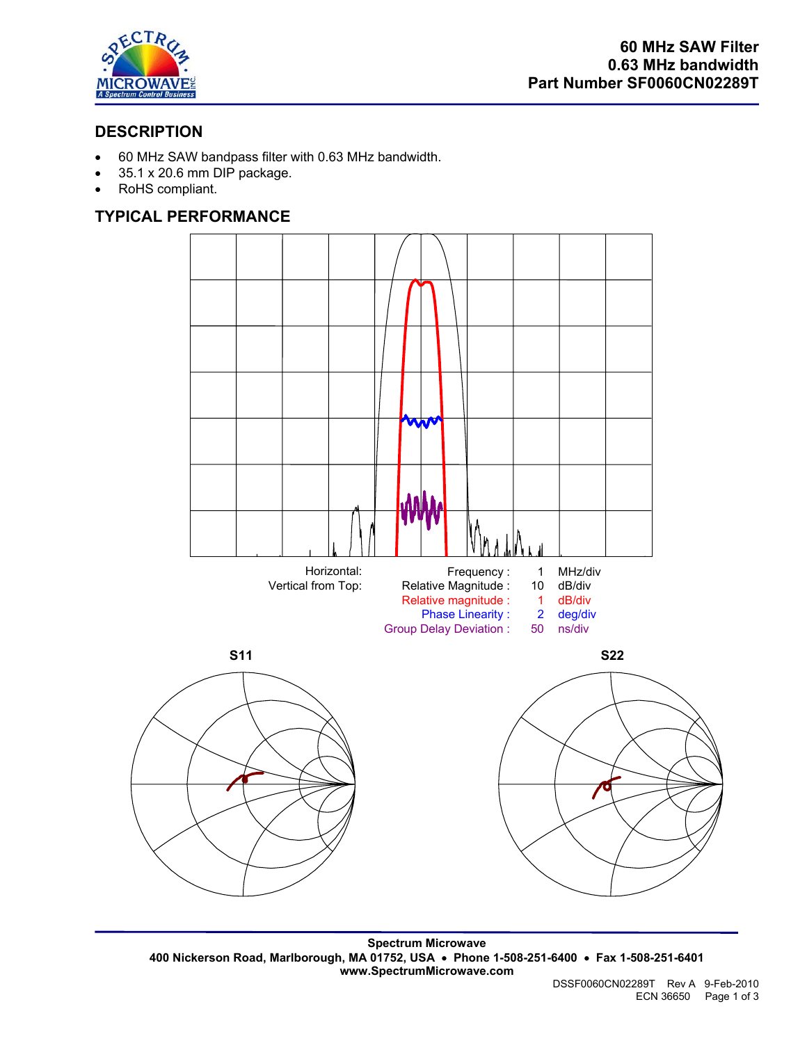# 60 MHz SAW Filter
# 0.63 MHz bandwidth
# Part Number SF0060CN02289T

## DESCRIPTION

- 60 MHz SAW bandpass filter with 0.63 MHz bandwidth.
- 35.1 x 20.6 mm DIP package.
- RoHS compliant.

## TYPICAL PERFORMANCE

| Horizontal: | Frequency : | 1 | MHz/div |
|---|---|---|---|
| Vertical from Top: | Relative Magnitude : | 10 | dB/div |
| | Relative magnitude : | 1 | dB/div |
| | Phase Linearity : | 2 | deg/div |
| | Group Delay Deviation : | 50 | ns/div |

**S11** **S22**

**Spectrum Microwave**
**400 Nickerson Road, Marlborough, MA 01752, USA • Phone 1-508-251-6400 • Fax 1-508-251-6401**
**www.SpectrumMicrowave.com**

DSSF0060CN02289T Rev A 9-Feb-2010
ECN 36650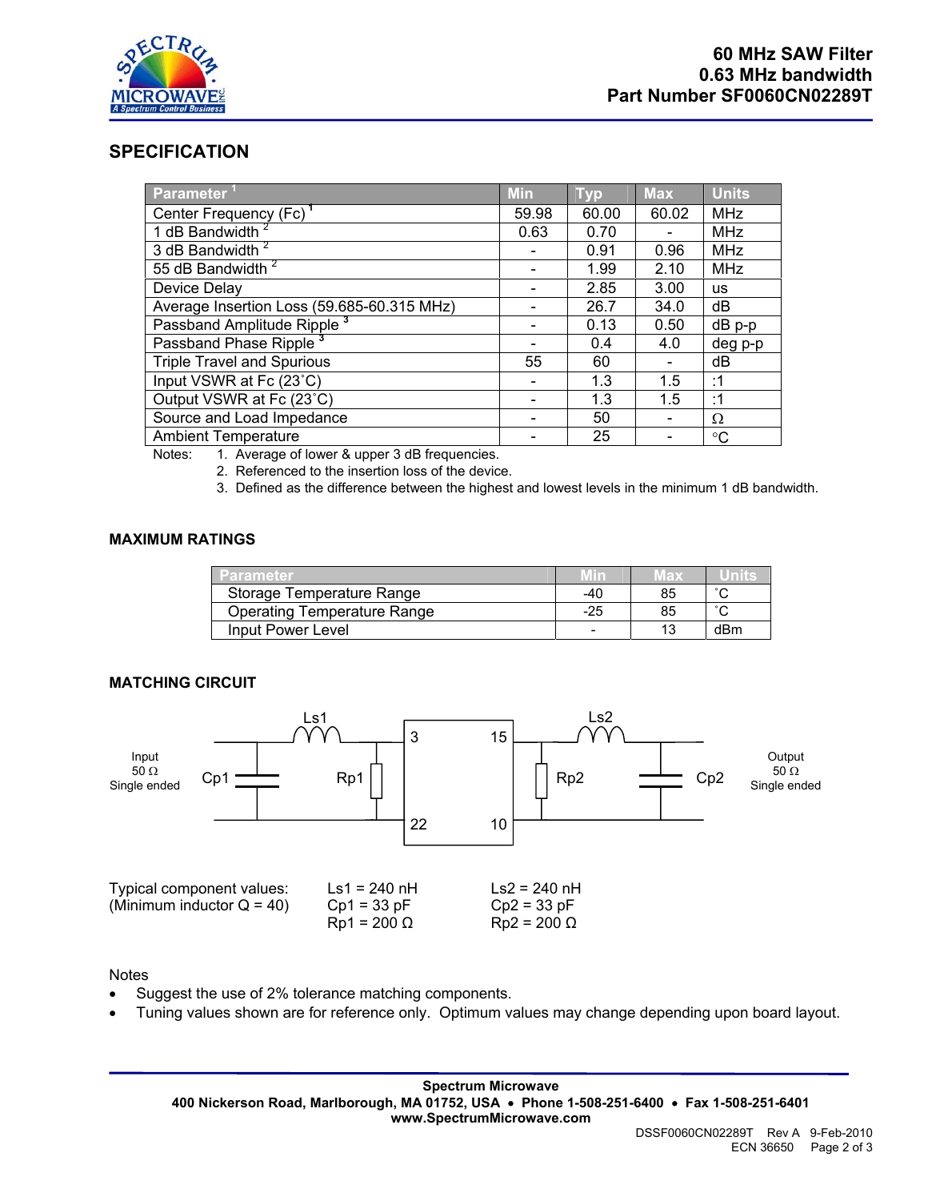# 60 MHz SAW Filter
# 0.63 MHz bandwidth
# Part Number SF0060CN02289T

## SPECIFICATION

| Parameter [1] | Min | Typ | Max | Units |
|---|---|---|---|---|
| Center Frequency (Fc) [1] | 59.98 | 60.00 | 60.02 | MHz |
| 1 dB Bandwidth [2] | 0.63 | 0.70 | - | MHz |
| 3 dB Bandwidth [2] | - | 0.91 | 0.96 | MHz |
| 55 dB Bandwidth [2] | - | 1.99 | 2.10 | MHz |
| Device Delay | - | 2.85 | 3.00 | us |
| Average Insertion Loss (59.685-60.315 MHz) | - | 26.7 | 34.0 | dB |
| Passband Amplitude Ripple [3] | - | 0.13 | 0.50 | dB p-p |
| Passband Phase Ripple [3] | - | 0.4 | 4.0 | deg p-p |
| Triple Travel and Spurious | 55 | 60 | - | dB |
| Input VSWR at Fc (23˚C) | - | 1.3 | 1.5 | :1 |
| Output VSWR at Fc (23˚C) | - | 1.3 | 1.5 | :1 |
| Source and Load Impedance | - | 50 | - | Ω |
| Ambient Temperature | - | 25 | - | °C |

Notes:
1. Average of lower & upper 3 dB frequencies.
2. Referenced to the insertion loss of the device.
3. Defined as the difference between the highest and lowest levels in the minimum 1 dB bandwidth.

### MAXIMUM RATINGS

| Parameter | Min | Max | Units |
|---|---|---|---|
| Storage Temperature Range | -40 | 85 | ˚C |
| Operating Temperature Range | -25 | 85 | ˚C |
| Input Power Level | - | 13 | dBm |

### MATCHING CIRCUIT

Input 50 Ω Single ended — Cp1, Ls1, Rp1 — pins 3, 22 | pins 15, 10 — Rp2, Ls2, Cp2 — Output 50 Ω Single ended

Typical component values:
(Minimum inductor Q = 40)

| Ls1 = 240 nH | Ls2 = 240 nH |
|---|---|
| Cp1 = 33 pF | Cp2 = 33 pF |
| Rp1 = 200 Ω | Rp2 = 200 Ω |

Notes
- Suggest the use of 2% tolerance matching components.
- Tuning values shown are for reference only. Optimum values may change depending upon board layout.

**Spectrum Microwave**
**400 Nickerson Road, Marlborough, MA 01752, USA • Phone 1-508-251-6400 • Fax 1-508-251-6401**
**www.SpectrumMicrowave.com**

DSSF0060CN02289T Rev A 9-Feb-2010
ECN 36650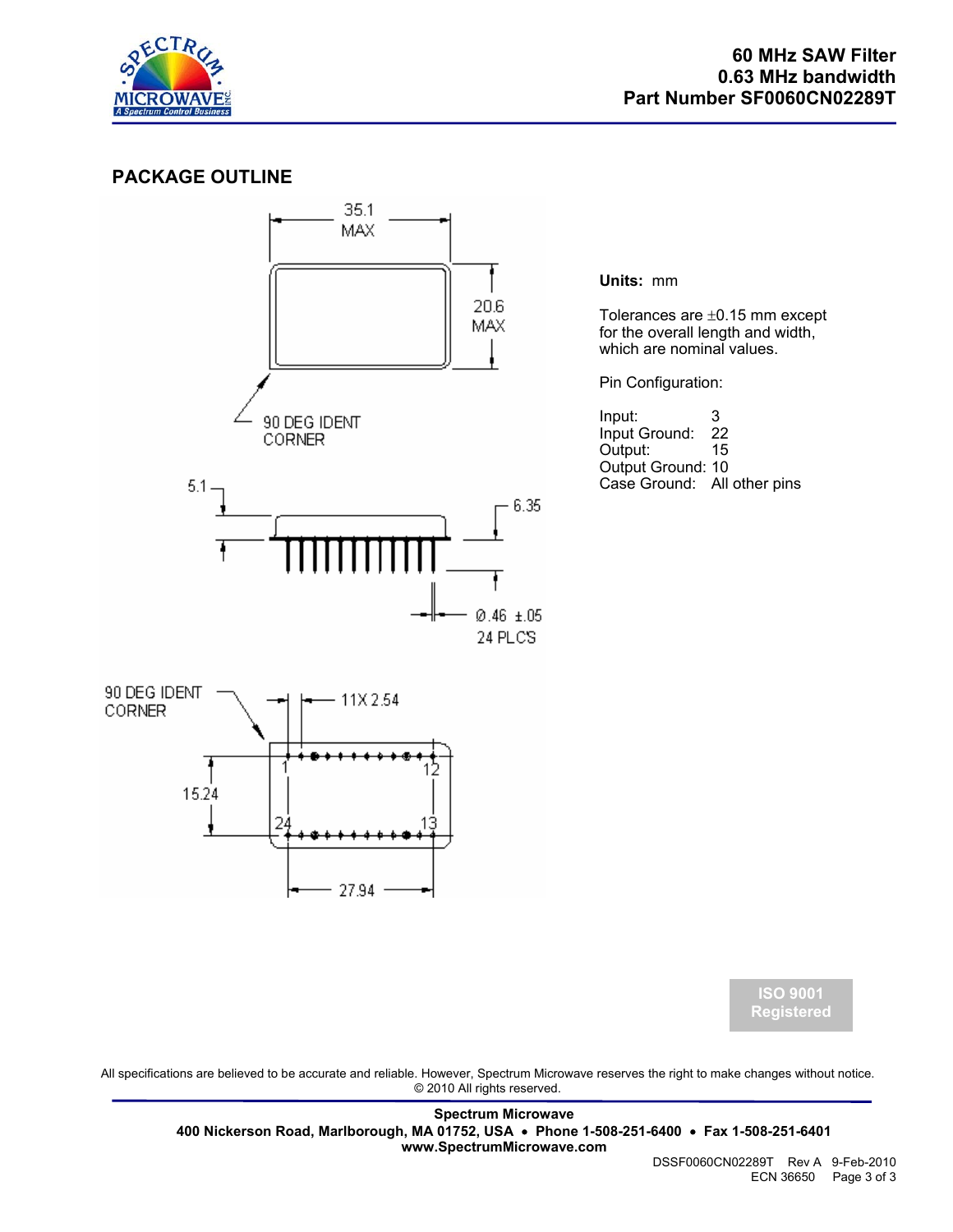# 60 MHz SAW Filter
# 0.63 MHz bandwidth
# Part Number SF0060CN02289T

## PACKAGE OUTLINE

35.1
MAX

20.6
MAX

90 DEG IDENT
CORNER

5.1

6.35

Ø.46 ±.05
24 PLC'S

90 DEG IDENT
CORNER

11X 2.54

15.24

1
12
24
13

27.94

**Units:** mm

Tolerances are ±0.15 mm except for the overall length and width, which are nominal values.

Pin Configuration:

| | |
|---|---|
| Input: | 3 |
| Input Ground: | 22 |
| Output: | 15 |
| Output Ground: | 10 |
| Case Ground: | All other pins |

ISO 9001
Registered

All specifications are believed to be accurate and reliable. However, Spectrum Microwave reserves the right to make changes without notice.
© 2010 All rights reserved.

**Spectrum Microwave**
**400 Nickerson Road, Marlborough, MA 01752, USA • Phone 1-508-251-6400 • Fax 1-508-251-6401**
**www.SpectrumMicrowave.com**

DSSF0060CN02289T Rev A 9-Feb-2010
ECN 36650